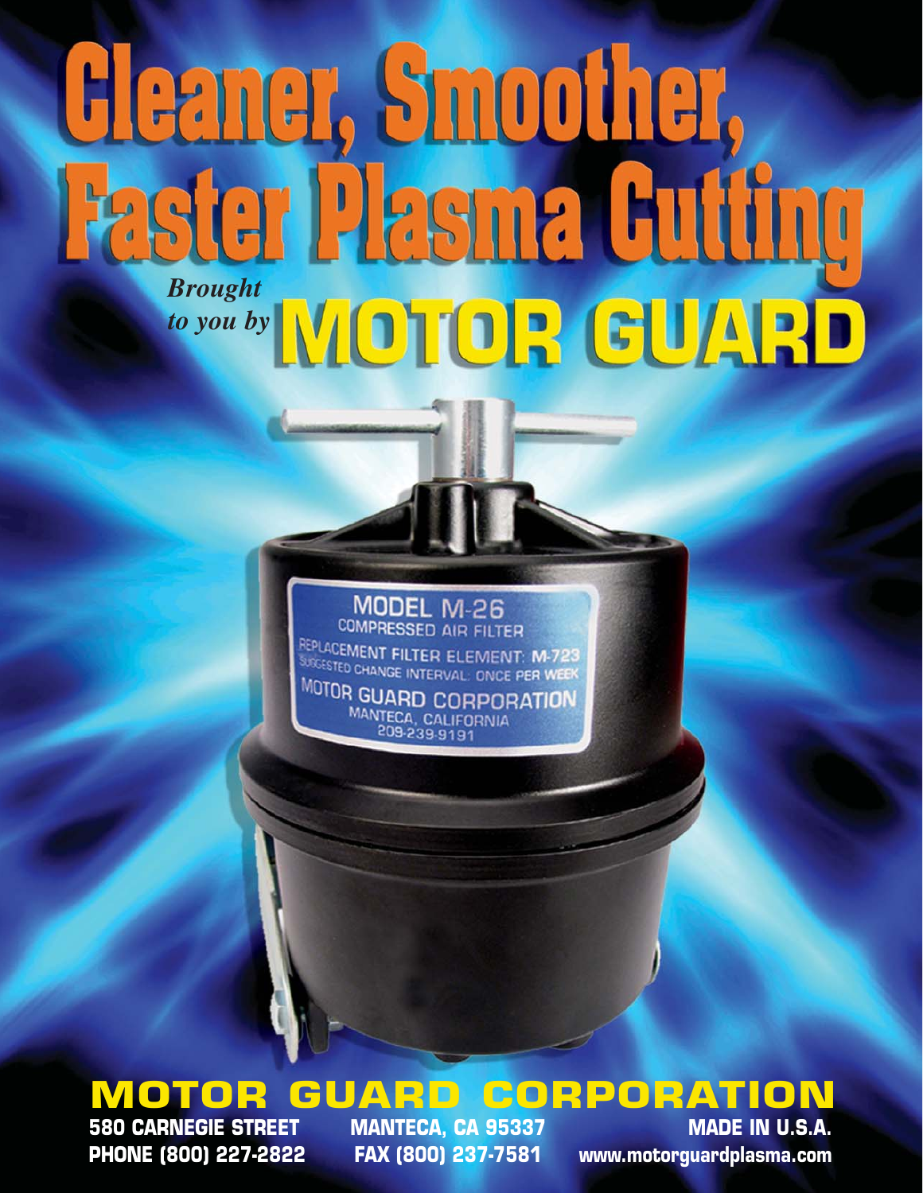# Cleaner, Smoother, Faster Plasma Cutting

*Brought to you by* **MOTOR GUARD**

MODEL M-26
COMPRESSED AIR FILTER
REPLACEMENT FILTER ELEMENT: M-723
SUGGESTED CHANGE INTERVAL: ONCE PER WEEK
MOTOR GUARD CORPORATION
MANTECA, CALIFORNIA
209-239-9191

## MOTOR GUARD CORPORATION

**580 CARNEGIE STREET** **MANTECA, CA 95337** **MADE IN U.S.A.**

**PHONE (800) 227-2822** **FAX (800) 237-7581** **www.motorguardplasma.com**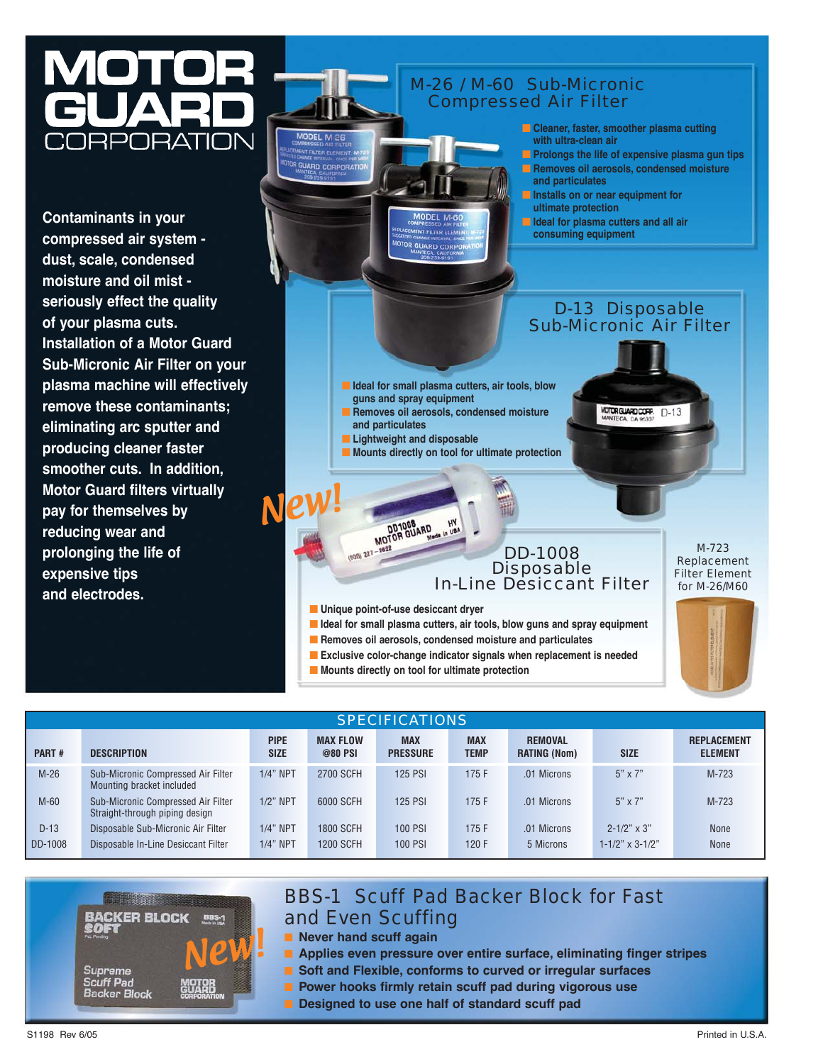# MOTOR GUARD CORPORATION

**Contaminants in your compressed air system - dust, scale, condensed moisture and oil mist - seriously effect the quality of your plasma cuts. Installation of a Motor Guard Sub-Micronic Air Filter on your plasma machine will effectively remove these contaminants; eliminating arc sputter and producing cleaner faster smoother cuts. In addition, Motor Guard filters virtually pay for themselves by reducing wear and prolonging the life of expensive tips and electrodes.**

## M-26 / M-60 Sub-Micronic Compressed Air Filter

- **Cleaner, faster, smoother plasma cutting with ultra-clean air**
- **Prolongs the life of expensive plasma gun tips**
- **Removes oil aerosols, condensed moisture and particulates**
- **Installs on or near equipment for ultimate protection**
- **Ideal for plasma cutters and all air consuming equipment**

## D-13 Disposable Sub-Micronic Air Filter

- **Ideal for small plasma cutters, air tools, blow guns and spray equipment**
- **Removes oil aerosols, condensed moisture and particulates**
- **Lightweight and disposable**
- **Mounts directly on tool for ultimate protection**

*New!*

## DD-1008 Disposable In-Line Desiccant Filter

- **Unique point-of-use desiccant dryer**
- **Ideal for small plasma cutters, air tools, blow guns and spray equipment**
- **Removes oil aerosols, condensed moisture and particulates**
- **Exclusive color-change indicator signals when replacement is needed**
- **Mounts directly on tool for ultimate protection**

M-723 Replacement Filter Element for M-26/M60

## SPECIFICATIONS

| PART # | DESCRIPTION | PIPE SIZE | MAX FLOW @80 PSI | MAX PRESSURE | MAX TEMP | REMOVAL RATING (Nom) | SIZE | REPLACEMENT ELEMENT |
|---|---|---|---|---|---|---|---|---|
| M-26 | Sub-Micronic Compressed Air Filter Mounting bracket included | 1/4" NPT | 2700 SCFH | 125 PSI | 175 F | .01 Microns | 5" x 7" | M-723 |
| M-60 | Sub-Micronic Compressed Air Filter Straight-through piping design | 1/2" NPT | 6000 SCFH | 125 PSI | 175 F | .01 Microns | 5" x 7" | M-723 |
| D-13 | Disposable Sub-Micronic Air Filter | 1/4" NPT | 1800 SCFH | 100 PSI | 175 F | .01 Microns | 2-1/2" x 3" | None |
| DD-1008 | Disposable In-Line Desiccant Filter | 1/4" NPT | 1200 SCFH | 100 PSI | 120 F | 5 Microns | 1-1/2" x 3-1/2" | None |

## BBS-1 Scuff Pad Backer Block for Fast and Even Scuffing

*New!*

- **Never hand scuff again**
- **Applies even pressure over entire surface, eliminating finger stripes**
- **Soft and Flexible, conforms to curved or irregular surfaces**
- **Power hooks firmly retain scuff pad during vigorous use**
- **Designed to use one half of standard scuff pad**

S1198 Rev 6/05

Printed in U.S.A.